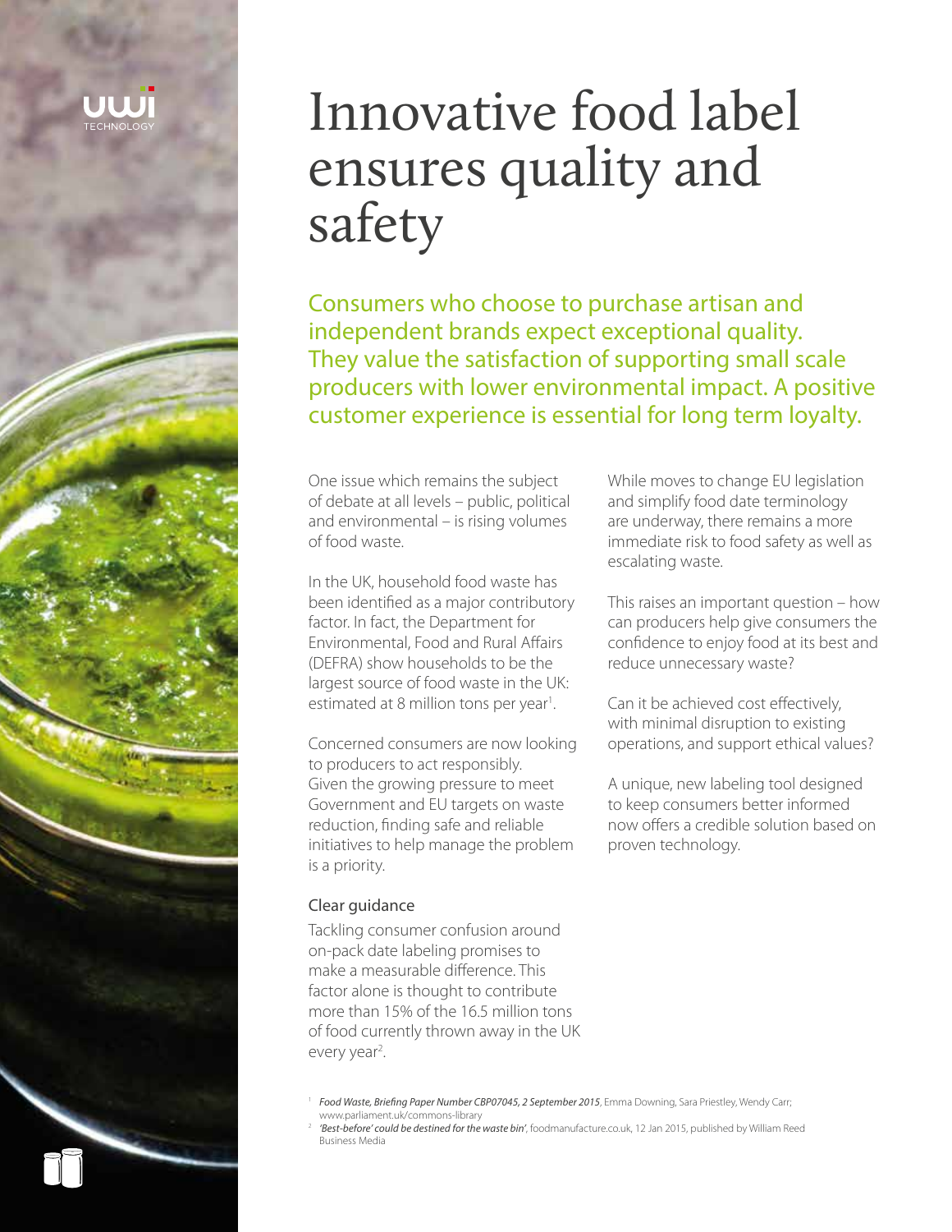# Innovative food label ensures quality and safety

Consumers who choose to purchase artisan and independent brands expect exceptional quality. They value the satisfaction of supporting small scale producers with lower environmental impact. A positive customer experience is essential for long term loyalty.

One issue which remains the subject of debate at all levels – public, political and environmental – is rising volumes of food waste.

In the UK, household food waste has been identified as a major contributory factor. In fact, the Department for Environmental, Food and Rural Affairs (DEFRA) show households to be the largest source of food waste in the UK: estimated at 8 million tons per year[1].

Concerned consumers are now looking to producers to act responsibly. Given the growing pressure to meet Government and EU targets on waste reduction, finding safe and reliable initiatives to help manage the problem is a priority.

## Clear guidance

Tackling consumer confusion around on-pack date labeling promises to make a measurable difference. This factor alone is thought to contribute more than 15% of the 16.5 million tons of food currently thrown away in the UK every year[2].

While moves to change EU legislation and simplify food date terminology are underway, there remains a more immediate risk to food safety as well as escalating waste.

This raises an important question – how can producers help give consumers the confidence to enjoy food at its best and reduce unnecessary waste?

Can it be achieved cost effectively, with minimal disruption to existing operations, and support ethical values?

A unique, new labeling tool designed to keep consumers better informed now offers a credible solution based on proven technology.

[1] *Food Waste, Briefing Paper Number CBP07045, 2 September 2015*, Emma Downing, Sara Priestley, Wendy Carr; www.parliament.uk/commons-library

[2] *'Best-before' could be destined for the waste bin'*, foodmanufacture.co.uk, 12 Jan 2015, published by William Reed Business Media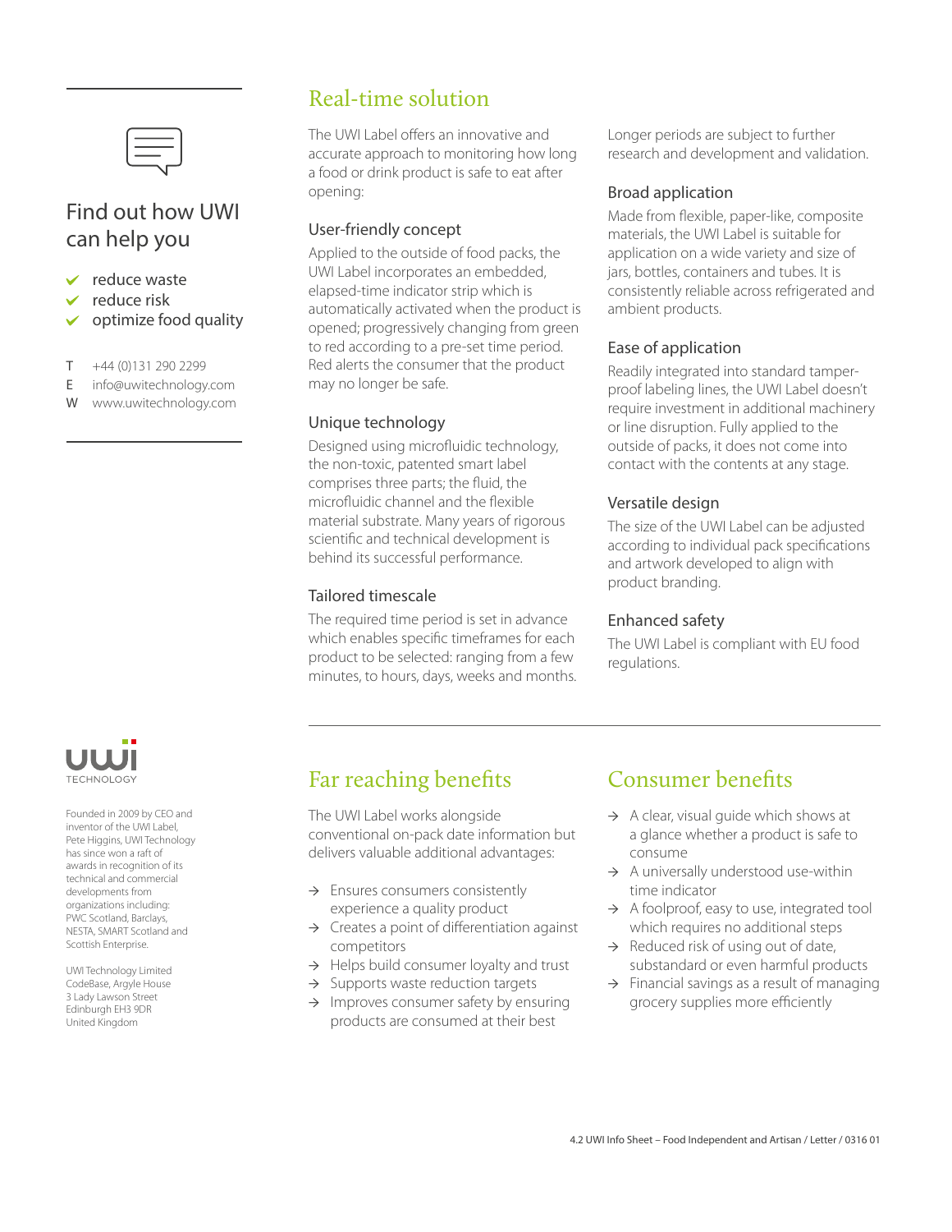## Find out how UWI can help you

- reduce waste
- reduce risk
- optimize food quality

T +44 (0)131 290 2299
E info@uwitechnology.com
W www.uwitechnology.com

# Real-time solution

The UWI Label offers an innovative and accurate approach to monitoring how long a food or drink product is safe to eat after opening:

### User-friendly concept

Applied to the outside of food packs, the UWI Label incorporates an embedded, elapsed-time indicator strip which is automatically activated when the product is opened; progressively changing from green to red according to a pre-set time period. Red alerts the consumer that the product may no longer be safe.

### Unique technology

Designed using microfluidic technology, the non-toxic, patented smart label comprises three parts; the fluid, the microfluidic channel and the flexible material substrate. Many years of rigorous scientific and technical development is behind its successful performance.

### Tailored timescale

The required time period is set in advance which enables specific timeframes for each product to be selected: ranging from a few minutes, to hours, days, weeks and months. Longer periods are subject to further research and development and validation.

### Broad application

Made from flexible, paper-like, composite materials, the UWI Label is suitable for application on a wide variety and size of jars, bottles, containers and tubes. It is consistently reliable across refrigerated and ambient products.

### Ease of application

Readily integrated into standard tamper-proof labeling lines, the UWI Label doesn't require investment in additional machinery or line disruption. Fully applied to the outside of packs, it does not come into contact with the contents at any stage.

### Versatile design

The size of the UWI Label can be adjusted according to individual pack specifications and artwork developed to align with product branding.

### Enhanced safety

The UWI Label is compliant with EU food regulations.

UWI TECHNOLOGY

Founded in 2009 by CEO and inventor of the UWI Label, Pete Higgins, UWI Technology has since won a raft of awards in recognition of its technical and commercial developments from organizations including: PWC Scotland, Barclays, NESTA, SMART Scotland and Scottish Enterprise.

UWI Technology Limited
CodeBase, Argyle House
3 Lady Lawson Street
Edinburgh EH3 9DR
United Kingdom

# Far reaching benefits

The UWI Label works alongside conventional on-pack date information but delivers valuable additional advantages:

- → Ensures consumers consistently experience a quality product
- → Creates a point of differentiation against competitors
- → Helps build consumer loyalty and trust
- → Supports waste reduction targets
- → Improves consumer safety by ensuring products are consumed at their best

# Consumer benefits

- → A clear, visual guide which shows at a glance whether a product is safe to consume
- → A universally understood use-within time indicator
- → A foolproof, easy to use, integrated tool which requires no additional steps
- → Reduced risk of using out of date, substandard or even harmful products
- → Financial savings as a result of managing grocery supplies more efficiently

4.2 UWI Info Sheet – Food Independent and Artisan / Letter / 0316 01